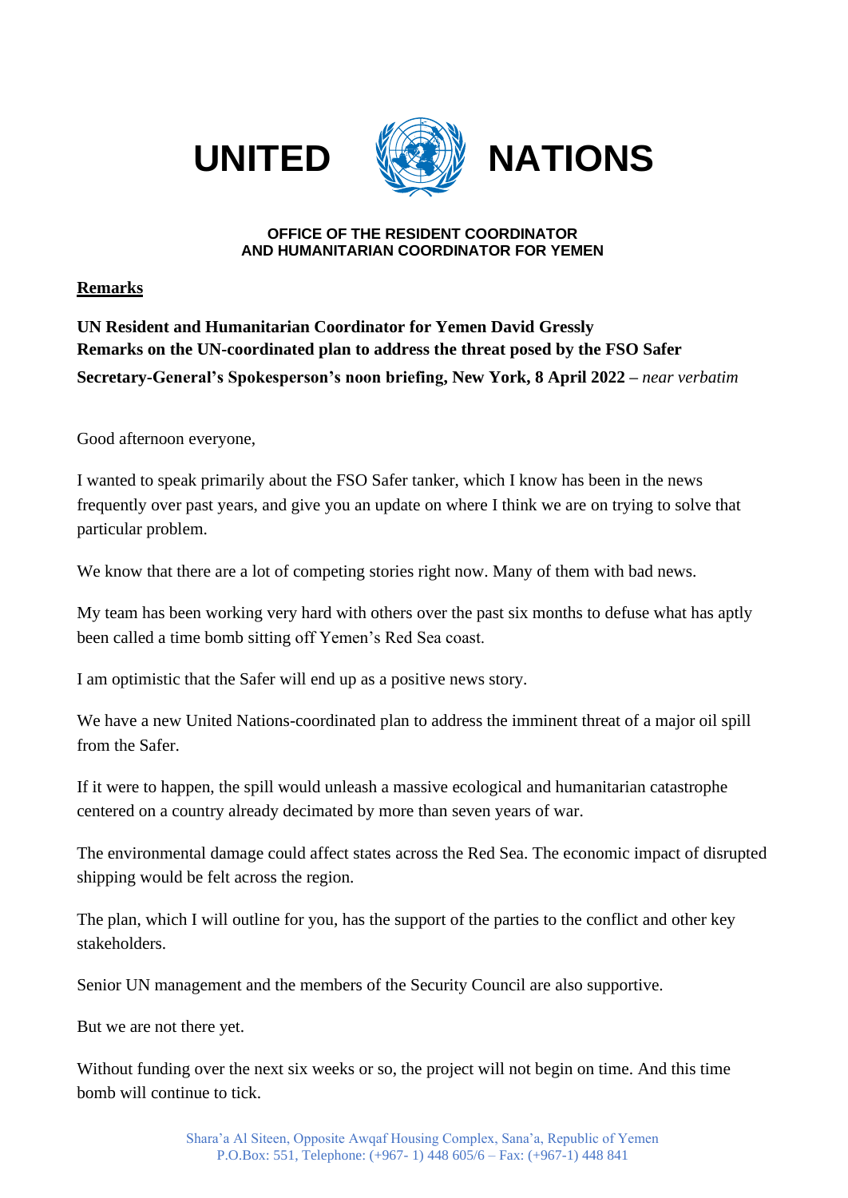# UNITED NATIONS

**OFFICE OF THE RESIDENT COORDINATOR**
**AND HUMANITARIAN COORDINATOR FOR YEMEN**

**<u>Remarks</u>**

**UN Resident and Humanitarian Coordinator for Yemen David Gressly**
**Remarks on the UN-coordinated plan to address the threat posed by the FSO Safer**
**Secretary-General's Spokesperson's noon briefing, New York, 8 April 2022 –** *near verbatim*

Good afternoon everyone,

I wanted to speak primarily about the FSO Safer tanker, which I know has been in the news frequently over past years, and give you an update on where I think we are on trying to solve that particular problem.

We know that there are a lot of competing stories right now. Many of them with bad news.

My team has been working very hard with others over the past six months to defuse what has aptly been called a time bomb sitting off Yemen's Red Sea coast.

I am optimistic that the Safer will end up as a positive news story.

We have a new United Nations-coordinated plan to address the imminent threat of a major oil spill from the Safer.

If it were to happen, the spill would unleash a massive ecological and humanitarian catastrophe centered on a country already decimated by more than seven years of war.

The environmental damage could affect states across the Red Sea. The economic impact of disrupted shipping would be felt across the region.

The plan, which I will outline for you, has the support of the parties to the conflict and other key stakeholders.

Senior UN management and the members of the Security Council are also supportive.

But we are not there yet.

Without funding over the next six weeks or so, the project will not begin on time. And this time bomb will continue to tick.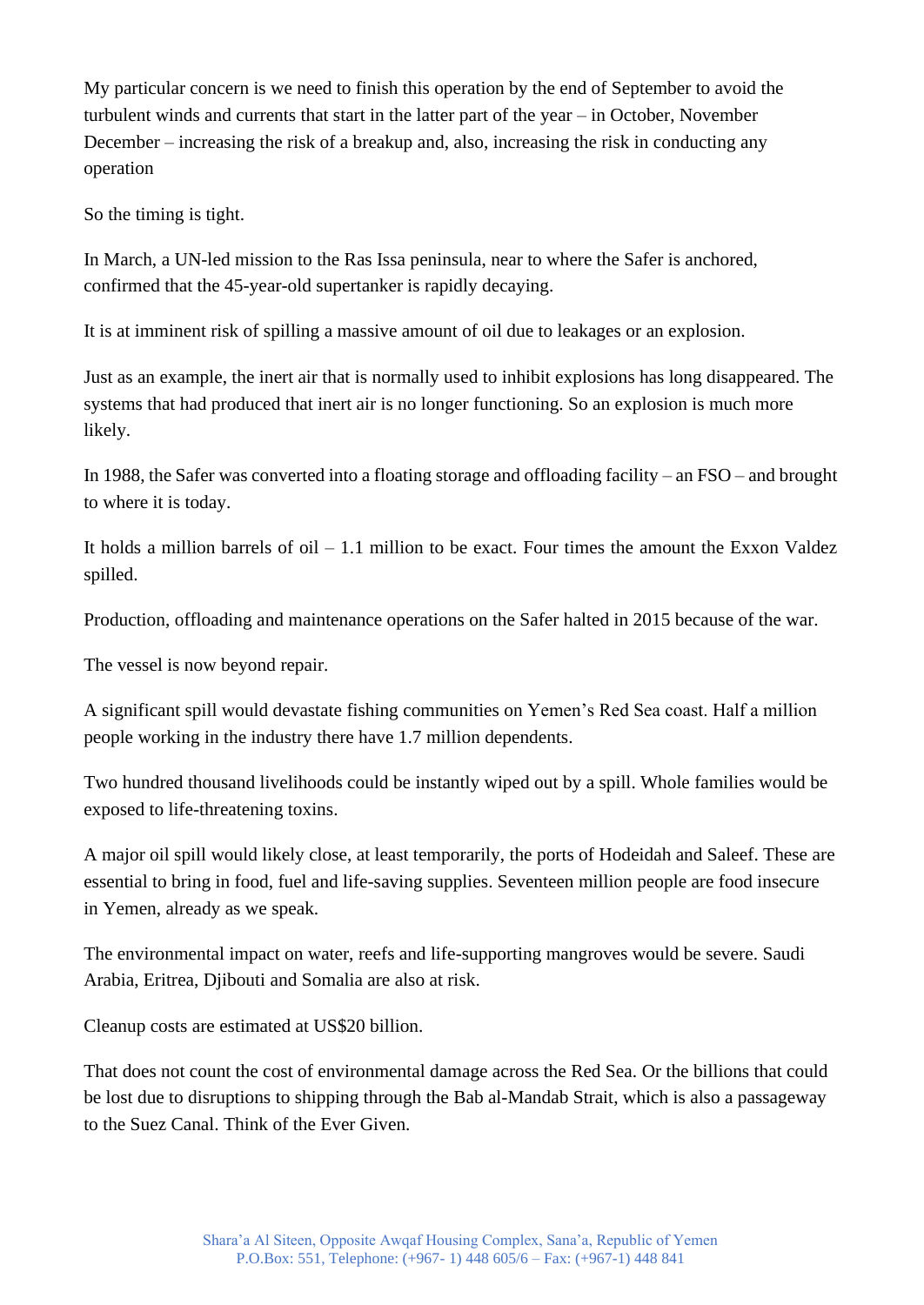My particular concern is we need to finish this operation by the end of September to avoid the turbulent winds and currents that start in the latter part of the year – in October, November December – increasing the risk of a breakup and, also, increasing the risk in conducting any operation

So the timing is tight.

In March, a UN-led mission to the Ras Issa peninsula, near to where the Safer is anchored, confirmed that the 45-year-old supertanker is rapidly decaying.

It is at imminent risk of spilling a massive amount of oil due to leakages or an explosion.

Just as an example, the inert air that is normally used to inhibit explosions has long disappeared. The systems that had produced that inert air is no longer functioning. So an explosion is much more likely.

In 1988, the Safer was converted into a floating storage and offloading facility – an FSO – and brought to where it is today.

It holds a million barrels of oil – 1.1 million to be exact. Four times the amount the Exxon Valdez spilled.

Production, offloading and maintenance operations on the Safer halted in 2015 because of the war.

The vessel is now beyond repair.

A significant spill would devastate fishing communities on Yemen's Red Sea coast. Half a million people working in the industry there have 1.7 million dependents.

Two hundred thousand livelihoods could be instantly wiped out by a spill. Whole families would be exposed to life-threatening toxins.

A major oil spill would likely close, at least temporarily, the ports of Hodeidah and Saleef. These are essential to bring in food, fuel and life-saving supplies. Seventeen million people are food insecure in Yemen, already as we speak.

The environmental impact on water, reefs and life-supporting mangroves would be severe. Saudi Arabia, Eritrea, Djibouti and Somalia are also at risk.

Cleanup costs are estimated at US$20 billion.

That does not count the cost of environmental damage across the Red Sea. Or the billions that could be lost due to disruptions to shipping through the Bab al-Mandab Strait, which is also a passageway to the Suez Canal. Think of the Ever Given.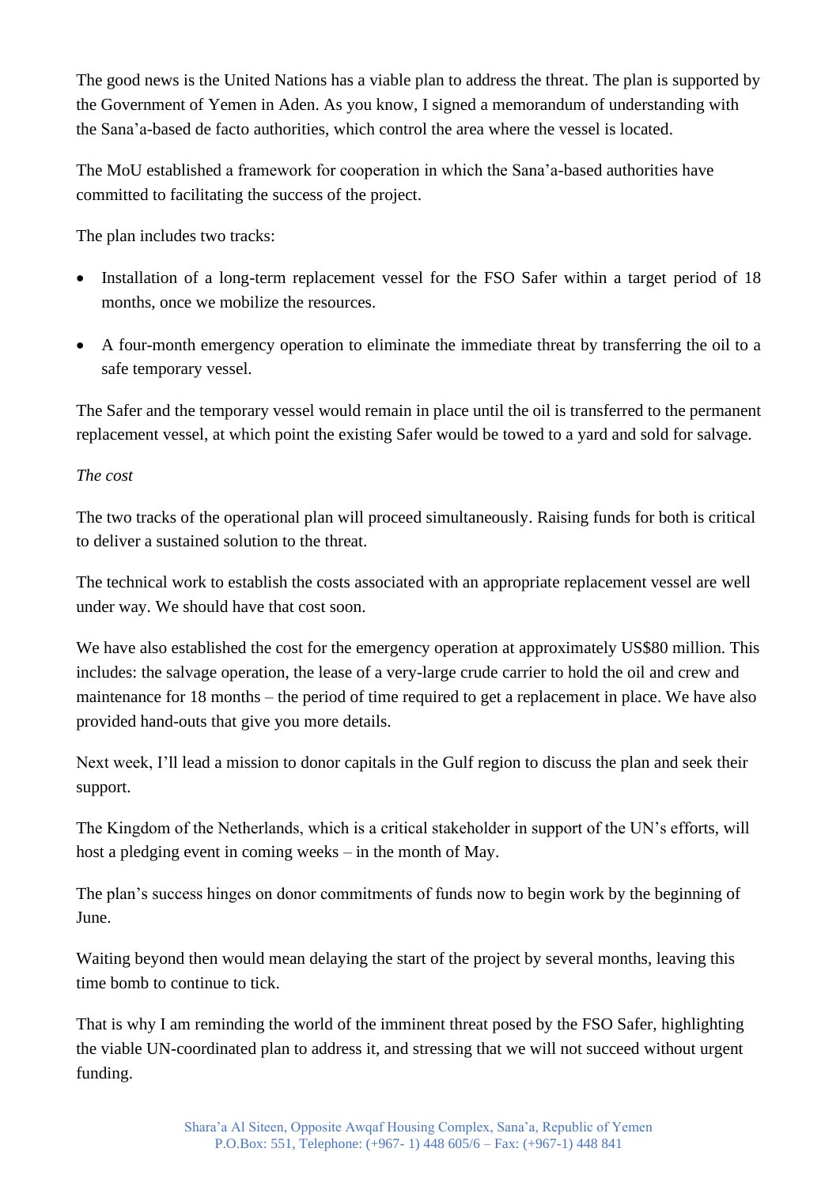The good news is the United Nations has a viable plan to address the threat. The plan is supported by the Government of Yemen in Aden. As you know, I signed a memorandum of understanding with the Sana'a-based de facto authorities, which control the area where the vessel is located.

The MoU established a framework for cooperation in which the Sana'a-based authorities have committed to facilitating the success of the project.

The plan includes two tracks:

- Installation of a long-term replacement vessel for the FSO Safer within a target period of 18 months, once we mobilize the resources.
- A four-month emergency operation to eliminate the immediate threat by transferring the oil to a safe temporary vessel.

The Safer and the temporary vessel would remain in place until the oil is transferred to the permanent replacement vessel, at which point the existing Safer would be towed to a yard and sold for salvage.

*The cost*

The two tracks of the operational plan will proceed simultaneously. Raising funds for both is critical to deliver a sustained solution to the threat.

The technical work to establish the costs associated with an appropriate replacement vessel are well under way. We should have that cost soon.

We have also established the cost for the emergency operation at approximately US$80 million. This includes: the salvage operation, the lease of a very-large crude carrier to hold the oil and crew and maintenance for 18 months – the period of time required to get a replacement in place. We have also provided hand-outs that give you more details.

Next week, I'll lead a mission to donor capitals in the Gulf region to discuss the plan and seek their support.

The Kingdom of the Netherlands, which is a critical stakeholder in support of the UN's efforts, will host a pledging event in coming weeks – in the month of May.

The plan's success hinges on donor commitments of funds now to begin work by the beginning of June.

Waiting beyond then would mean delaying the start of the project by several months, leaving this time bomb to continue to tick.

That is why I am reminding the world of the imminent threat posed by the FSO Safer, highlighting the viable UN-coordinated plan to address it, and stressing that we will not succeed without urgent funding.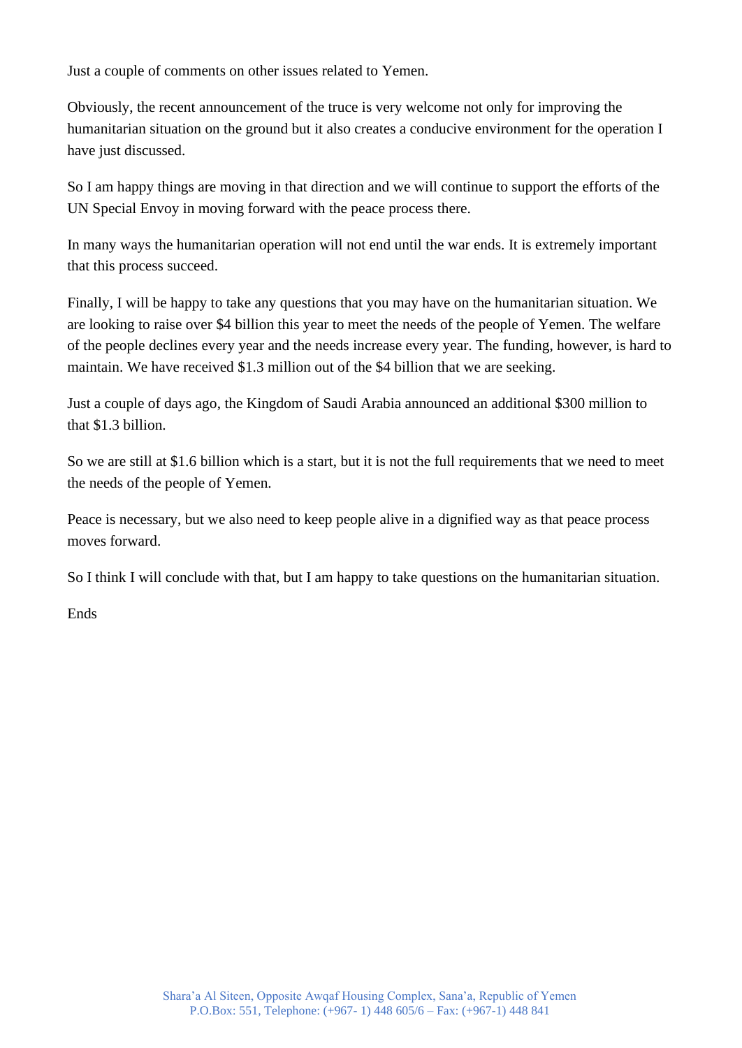Just a couple of comments on other issues related to Yemen.

Obviously, the recent announcement of the truce is very welcome not only for improving the humanitarian situation on the ground but it also creates a conducive environment for the operation I have just discussed.

So I am happy things are moving in that direction and we will continue to support the efforts of the UN Special Envoy in moving forward with the peace process there.

In many ways the humanitarian operation will not end until the war ends. It is extremely important that this process succeed.

Finally, I will be happy to take any questions that you may have on the humanitarian situation. We are looking to raise over $4 billion this year to meet the needs of the people of Yemen. The welfare of the people declines every year and the needs increase every year. The funding, however, is hard to maintain. We have received $1.3 million out of the $4 billion that we are seeking.

Just a couple of days ago, the Kingdom of Saudi Arabia announced an additional $300 million to that $1.3 billion.

So we are still at $1.6 billion which is a start, but it is not the full requirements that we need to meet the needs of the people of Yemen.

Peace is necessary, but we also need to keep people alive in a dignified way as that peace process moves forward.

So I think I will conclude with that, but I am happy to take questions on the humanitarian situation.

Ends